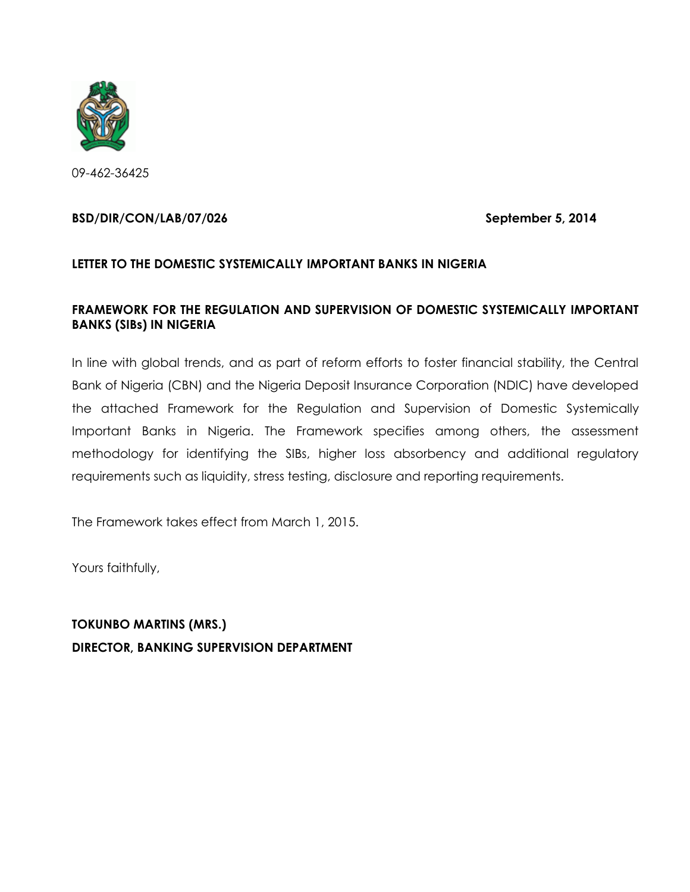09-462-36425

**BSD/DIR/CON/LAB/07/026** **September 5, 2014**

**LETTER TO THE DOMESTIC SYSTEMICALLY IMPORTANT BANKS IN NIGERIA**

**FRAMEWORK FOR THE REGULATION AND SUPERVISION OF DOMESTIC SYSTEMICALLY IMPORTANT BANKS (SIBs) IN NIGERIA**

In line with global trends, and as part of reform efforts to foster financial stability, the Central Bank of Nigeria (CBN) and the Nigeria Deposit Insurance Corporation (NDIC) have developed the attached Framework for the Regulation and Supervision of Domestic Systemically Important Banks in Nigeria. The Framework specifies among others, the assessment methodology for identifying the SIBs, higher loss absorbency and additional regulatory requirements such as liquidity, stress testing, disclosure and reporting requirements.

The Framework takes effect from March 1, 2015.

Yours faithfully,

**TOKUNBO MARTINS (MRS.)**
**DIRECTOR, BANKING SUPERVISION DEPARTMENT**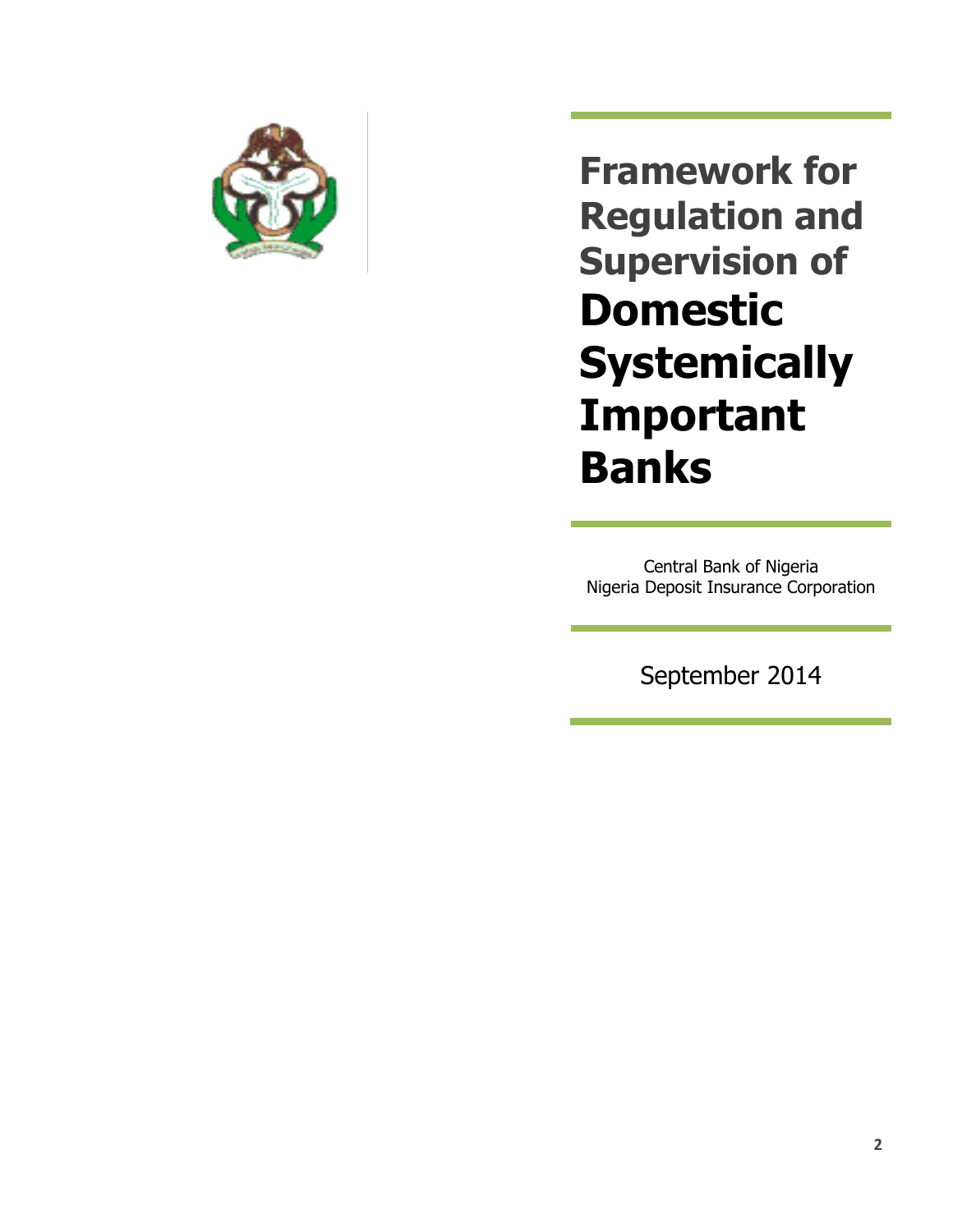# Framework for Regulation and Supervision of **Domestic Systemically Important Banks**

Central Bank of Nigeria
Nigeria Deposit Insurance Corporation

September 2014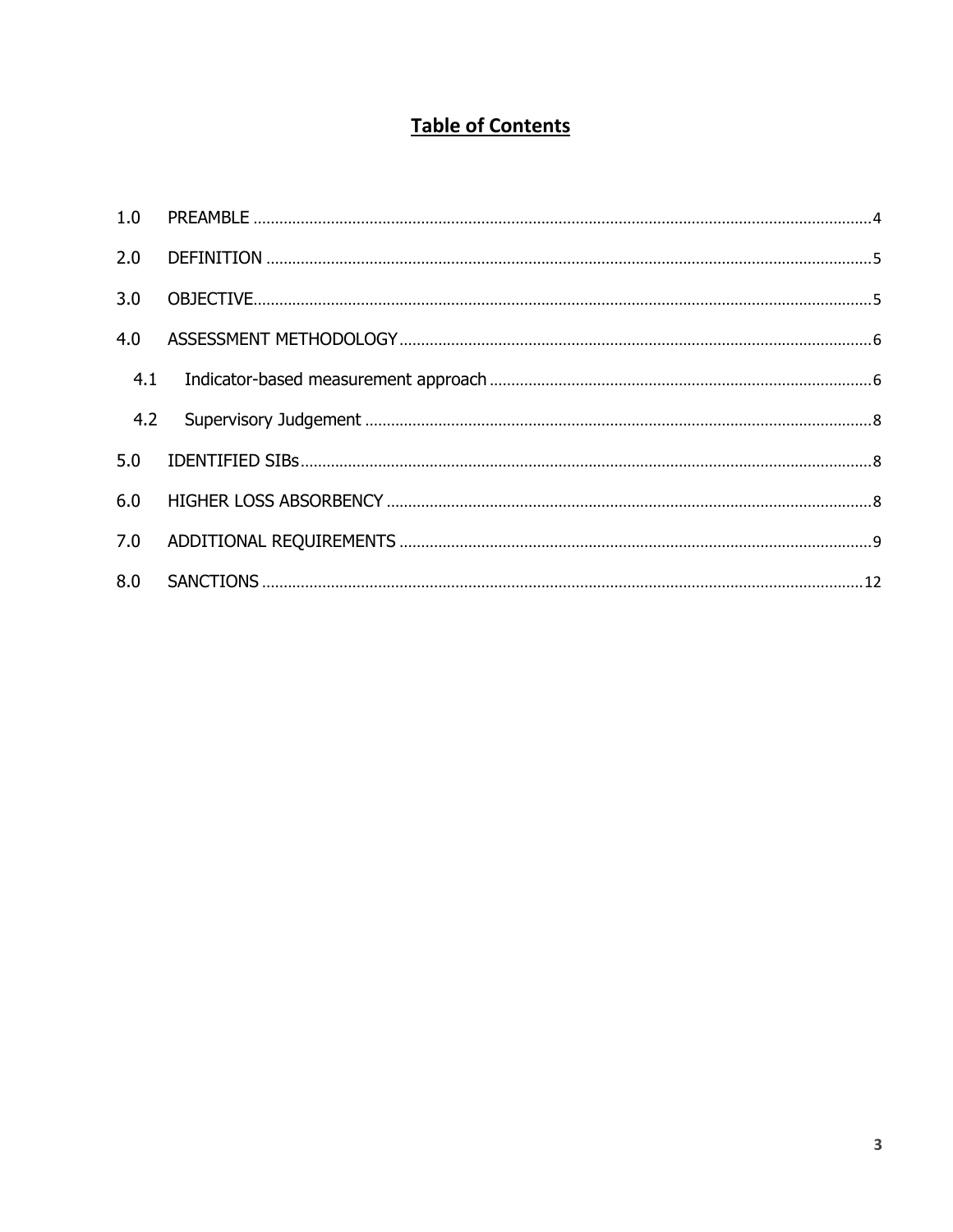# Table of Contents

1.0 PREAMBLE ........................................................................ 4

2.0 DEFINITION ........................................................................ 5

3.0 OBJECTIVE ........................................................................ 5

4.0 ASSESSMENT METHODOLOGY ........................................................................ 6

4.1 Indicator-based measurement approach ........................................................................ 6

4.2 Supervisory Judgement ........................................................................ 8

5.0 IDENTIFIED SIBs ........................................................................ 8

6.0 HIGHER LOSS ABSORBENCY ........................................................................ 8

7.0 ADDITIONAL REQUIREMENTS ........................................................................ 9

8.0 SANCTIONS ........................................................................ 12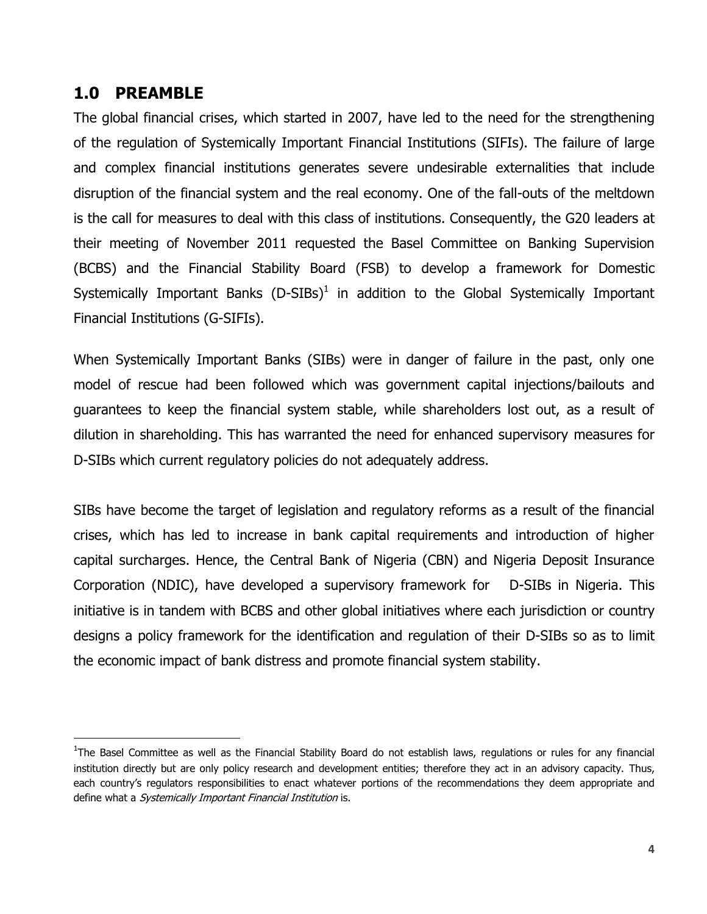## 1.0 PREAMBLE

The global financial crises, which started in 2007, have led to the need for the strengthening of the regulation of Systemically Important Financial Institutions (SIFIs). The failure of large and complex financial institutions generates severe undesirable externalities that include disruption of the financial system and the real economy. One of the fall-outs of the meltdown is the call for measures to deal with this class of institutions. Consequently, the G20 leaders at their meeting of November 2011 requested the Basel Committee on Banking Supervision (BCBS) and the Financial Stability Board (FSB) to develop a framework for Domestic Systemically Important Banks (D-SIBs)[1] in addition to the Global Systemically Important Financial Institutions (G-SIFIs).

When Systemically Important Banks (SIBs) were in danger of failure in the past, only one model of rescue had been followed which was government capital injections/bailouts and guarantees to keep the financial system stable, while shareholders lost out, as a result of dilution in shareholding. This has warranted the need for enhanced supervisory measures for D-SIBs which current regulatory policies do not adequately address.

SIBs have become the target of legislation and regulatory reforms as a result of the financial crises, which has led to increase in bank capital requirements and introduction of higher capital surcharges. Hence, the Central Bank of Nigeria (CBN) and Nigeria Deposit Insurance Corporation (NDIC), have developed a supervisory framework for D-SIBs in Nigeria. This initiative is in tandem with BCBS and other global initiatives where each jurisdiction or country designs a policy framework for the identification and regulation of their D-SIBs so as to limit the economic impact of bank distress and promote financial system stability.

---

[1] The Basel Committee as well as the Financial Stability Board do not establish laws, regulations or rules for any financial institution directly but are only policy research and development entities; therefore they act in an advisory capacity. Thus, each country's regulators responsibilities to enact whatever portions of the recommendations they deem appropriate and define what a *Systemically Important Financial Institution* is.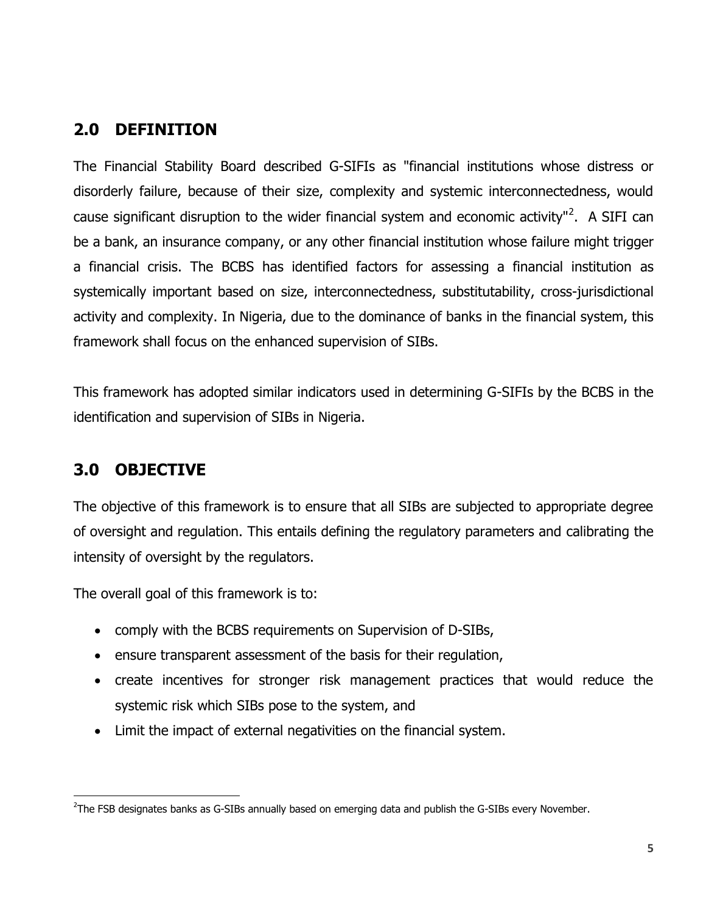## 2.0 DEFINITION

The Financial Stability Board described G-SIFIs as "financial institutions whose distress or disorderly failure, because of their size, complexity and systemic interconnectedness, would cause significant disruption to the wider financial system and economic activity"[2]. A SIFI can be a bank, an insurance company, or any other financial institution whose failure might trigger a financial crisis. The BCBS has identified factors for assessing a financial institution as systemically important based on size, interconnectedness, substitutability, cross-jurisdictional activity and complexity. In Nigeria, due to the dominance of banks in the financial system, this framework shall focus on the enhanced supervision of SIBs.

This framework has adopted similar indicators used in determining G-SIFIs by the BCBS in the identification and supervision of SIBs in Nigeria.

## 3.0 OBJECTIVE

The objective of this framework is to ensure that all SIBs are subjected to appropriate degree of oversight and regulation. This entails defining the regulatory parameters and calibrating the intensity of oversight by the regulators.

The overall goal of this framework is to:

- comply with the BCBS requirements on Supervision of D-SIBs,
- ensure transparent assessment of the basis for their regulation,
- create incentives for stronger risk management practices that would reduce the systemic risk which SIBs pose to the system, and
- Limit the impact of external negativities on the financial system.

[2]The FSB designates banks as G-SIBs annually based on emerging data and publish the G-SIBs every November.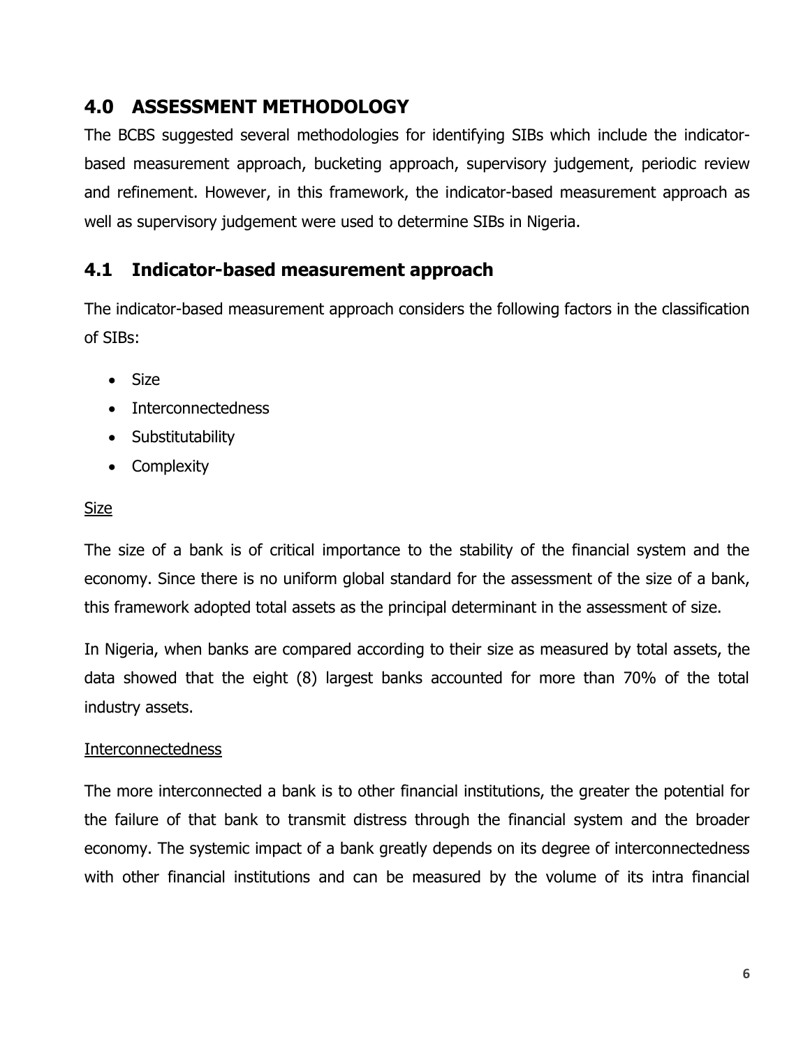## 4.0 ASSESSMENT METHODOLOGY

The BCBS suggested several methodologies for identifying SIBs which include the indicator-based measurement approach, bucketing approach, supervisory judgement, periodic review and refinement. However, in this framework, the indicator-based measurement approach as well as supervisory judgement were used to determine SIBs in Nigeria.

## 4.1 Indicator-based measurement approach

The indicator-based measurement approach considers the following factors in the classification of SIBs:

- Size
- Interconnectedness
- Substitutability
- Complexity

<u>Size</u>

The size of a bank is of critical importance to the stability of the financial system and the economy. Since there is no uniform global standard for the assessment of the size of a bank, this framework adopted total assets as the principal determinant in the assessment of size.

In Nigeria, when banks are compared according to their size as measured by total assets, the data showed that the eight (8) largest banks accounted for more than 70% of the total industry assets.

<u>Interconnectedness</u>

The more interconnected a bank is to other financial institutions, the greater the potential for the failure of that bank to transmit distress through the financial system and the broader economy. The systemic impact of a bank greatly depends on its degree of interconnectedness with other financial institutions and can be measured by the volume of its intra financial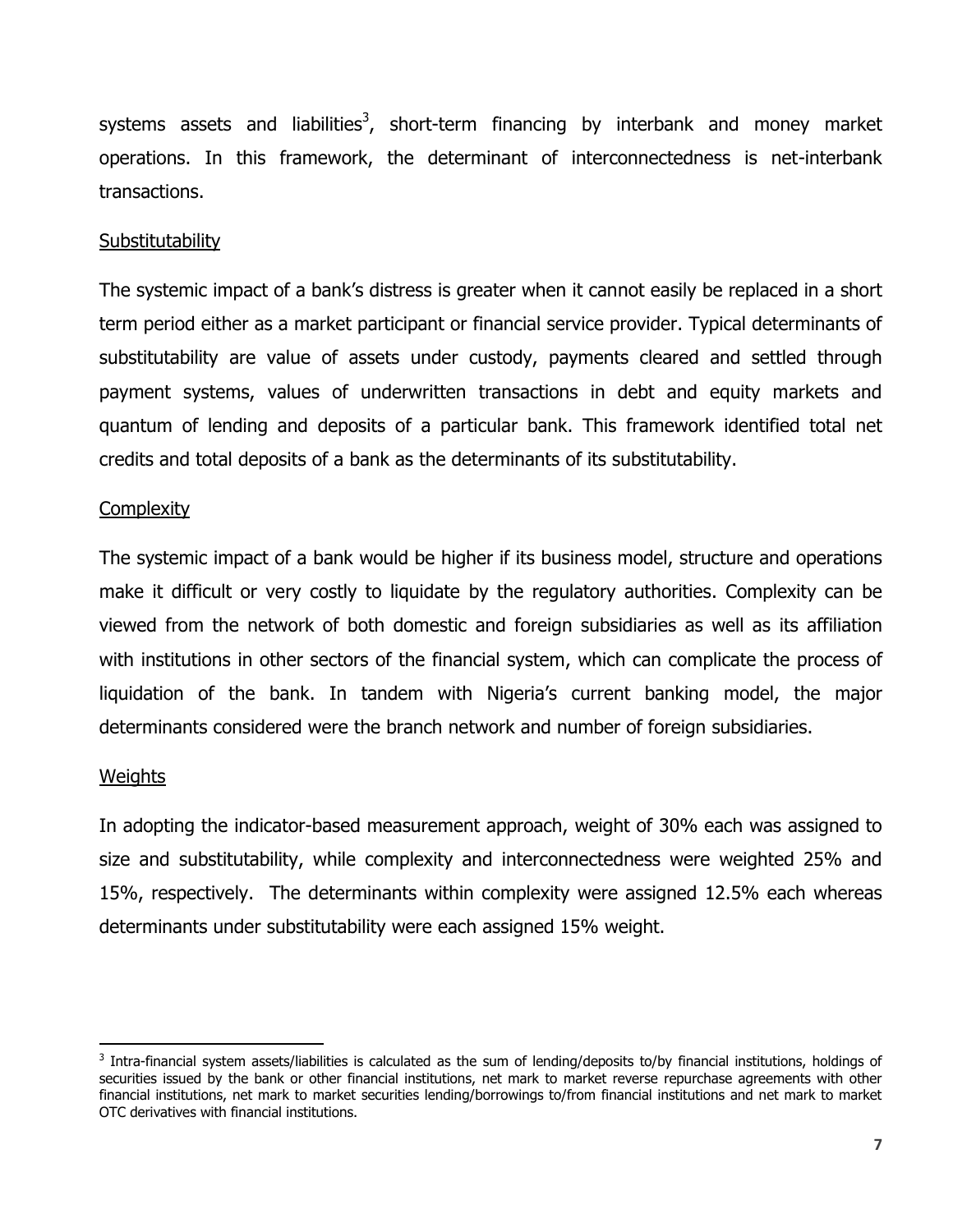systems assets and liabilities[3], short-term financing by interbank and money market operations. In this framework, the determinant of interconnectedness is net-interbank transactions.

Substitutability

The systemic impact of a bank's distress is greater when it cannot easily be replaced in a short term period either as a market participant or financial service provider. Typical determinants of substitutability are value of assets under custody, payments cleared and settled through payment systems, values of underwritten transactions in debt and equity markets and quantum of lending and deposits of a particular bank. This framework identified total net credits and total deposits of a bank as the determinants of its substitutability.

Complexity

The systemic impact of a bank would be higher if its business model, structure and operations make it difficult or very costly to liquidate by the regulatory authorities. Complexity can be viewed from the network of both domestic and foreign subsidiaries as well as its affiliation with institutions in other sectors of the financial system, which can complicate the process of liquidation of the bank. In tandem with Nigeria's current banking model, the major determinants considered were the branch network and number of foreign subsidiaries.

Weights

In adopting the indicator-based measurement approach, weight of 30% each was assigned to size and substitutability, while complexity and interconnectedness were weighted 25% and 15%, respectively. The determinants within complexity were assigned 12.5% each whereas determinants under substitutability were each assigned 15% weight.

[3] Intra-financial system assets/liabilities is calculated as the sum of lending/deposits to/by financial institutions, holdings of securities issued by the bank or other financial institutions, net mark to market reverse repurchase agreements with other financial institutions, net mark to market securities lending/borrowings to/from financial institutions and net mark to market OTC derivatives with financial institutions.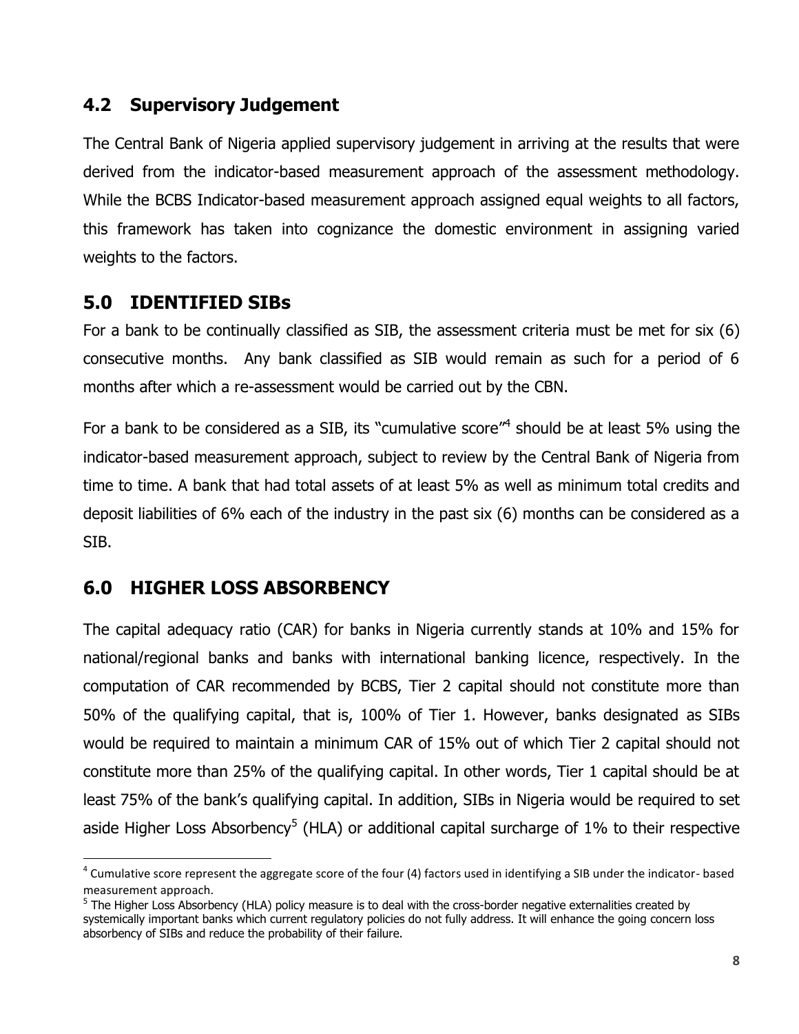## 4.2 Supervisory Judgement

The Central Bank of Nigeria applied supervisory judgement in arriving at the results that were derived from the indicator-based measurement approach of the assessment methodology. While the BCBS Indicator-based measurement approach assigned equal weights to all factors, this framework has taken into cognizance the domestic environment in assigning varied weights to the factors.

## 5.0 IDENTIFIED SIBs

For a bank to be continually classified as SIB, the assessment criteria must be met for six (6) consecutive months. Any bank classified as SIB would remain as such for a period of 6 months after which a re-assessment would be carried out by the CBN.

For a bank to be considered as a SIB, its "cumulative score"[4] should be at least 5% using the indicator-based measurement approach, subject to review by the Central Bank of Nigeria from time to time. A bank that had total assets of at least 5% as well as minimum total credits and deposit liabilities of 6% each of the industry in the past six (6) months can be considered as a SIB.

## 6.0 HIGHER LOSS ABSORBENCY

The capital adequacy ratio (CAR) for banks in Nigeria currently stands at 10% and 15% for national/regional banks and banks with international banking licence, respectively. In the computation of CAR recommended by BCBS, Tier 2 capital should not constitute more than 50% of the qualifying capital, that is, 100% of Tier 1. However, banks designated as SIBs would be required to maintain a minimum CAR of 15% out of which Tier 2 capital should not constitute more than 25% of the qualifying capital. In other words, Tier 1 capital should be at least 75% of the bank's qualifying capital. In addition, SIBs in Nigeria would be required to set aside Higher Loss Absorbency[5] (HLA) or additional capital surcharge of 1% to their respective

---

[4] Cumulative score represent the aggregate score of the four (4) factors used in identifying a SIB under the indicator- based measurement approach.

[5] The Higher Loss Absorbency (HLA) policy measure is to deal with the cross-border negative externalities created by systemically important banks which current regulatory policies do not fully address. It will enhance the going concern loss absorbency of SIBs and reduce the probability of their failure.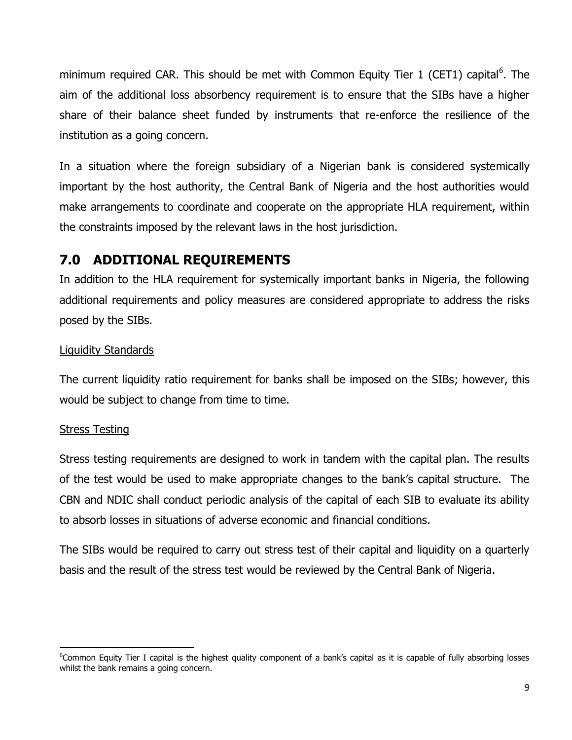minimum required CAR. This should be met with Common Equity Tier 1 (CET1) capital[6]. The aim of the additional loss absorbency requirement is to ensure that the SIBs have a higher share of their balance sheet funded by instruments that re-enforce the resilience of the institution as a going concern.

In a situation where the foreign subsidiary of a Nigerian bank is considered systemically important by the host authority, the Central Bank of Nigeria and the host authorities would make arrangements to coordinate and cooperate on the appropriate HLA requirement, within the constraints imposed by the relevant laws in the host jurisdiction.

## 7.0 ADDITIONAL REQUIREMENTS

In addition to the HLA requirement for systemically important banks in Nigeria, the following additional requirements and policy measures are considered appropriate to address the risks posed by the SIBs.

Liquidity Standards

The current liquidity ratio requirement for banks shall be imposed on the SIBs; however, this would be subject to change from time to time.

Stress Testing

Stress testing requirements are designed to work in tandem with the capital plan. The results of the test would be used to make appropriate changes to the bank's capital structure. The CBN and NDIC shall conduct periodic analysis of the capital of each SIB to evaluate its ability to absorb losses in situations of adverse economic and financial conditions.

The SIBs would be required to carry out stress test of their capital and liquidity on a quarterly basis and the result of the stress test would be reviewed by the Central Bank of Nigeria.

---

[6] Common Equity Tier I capital is the highest quality component of a bank's capital as it is capable of fully absorbing losses whilst the bank remains a going concern.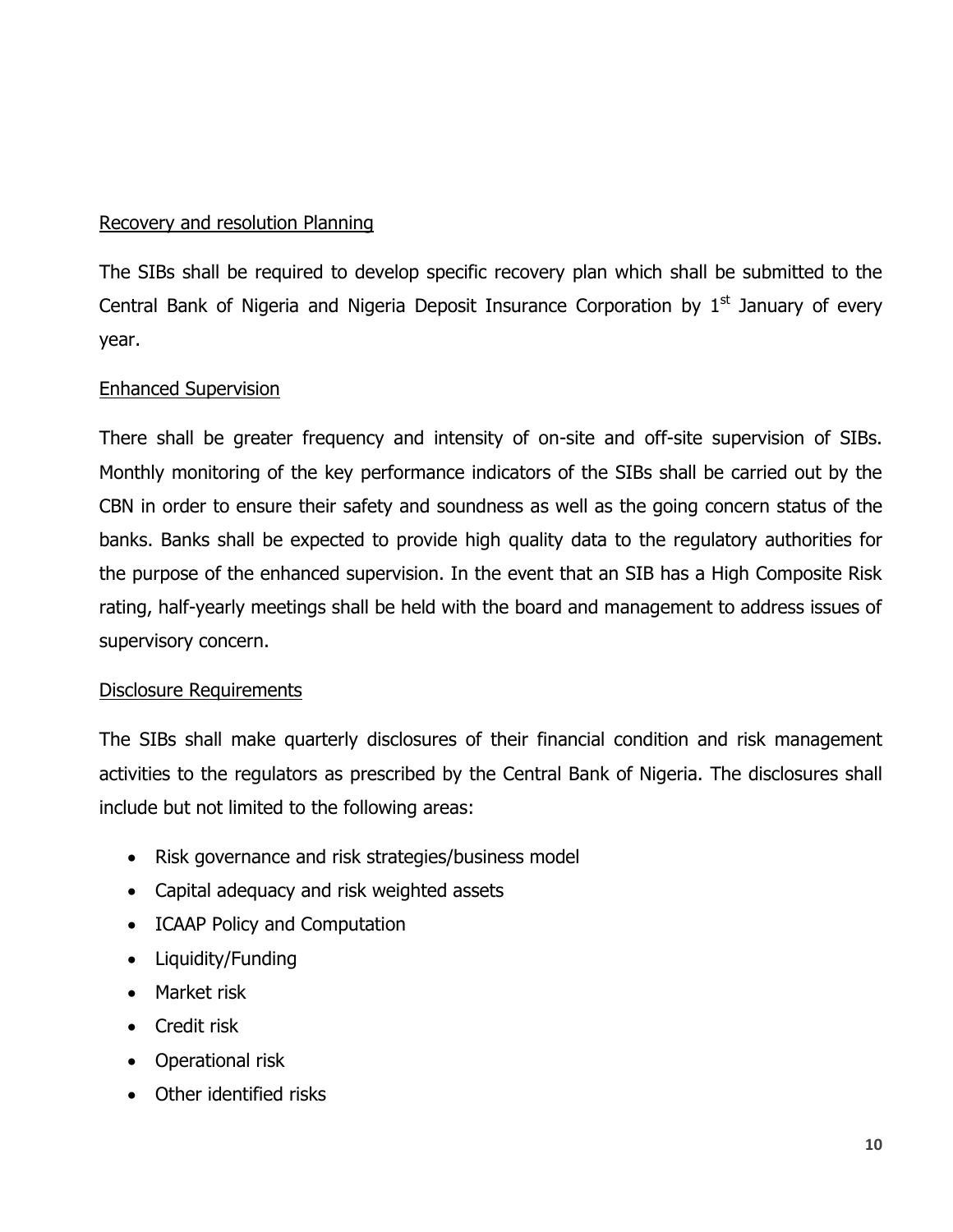Recovery and resolution Planning

The SIBs shall be required to develop specific recovery plan which shall be submitted to the Central Bank of Nigeria and Nigeria Deposit Insurance Corporation by 1st January of every year.

Enhanced Supervision

There shall be greater frequency and intensity of on-site and off-site supervision of SIBs. Monthly monitoring of the key performance indicators of the SIBs shall be carried out by the CBN in order to ensure their safety and soundness as well as the going concern status of the banks. Banks shall be expected to provide high quality data to the regulatory authorities for the purpose of the enhanced supervision. In the event that an SIB has a High Composite Risk rating, half-yearly meetings shall be held with the board and management to address issues of supervisory concern.

Disclosure Requirements

The SIBs shall make quarterly disclosures of their financial condition and risk management activities to the regulators as prescribed by the Central Bank of Nigeria. The disclosures shall include but not limited to the following areas:

- Risk governance and risk strategies/business model
- Capital adequacy and risk weighted assets
- ICAAP Policy and Computation
- Liquidity/Funding
- Market risk
- Credit risk
- Operational risk
- Other identified risks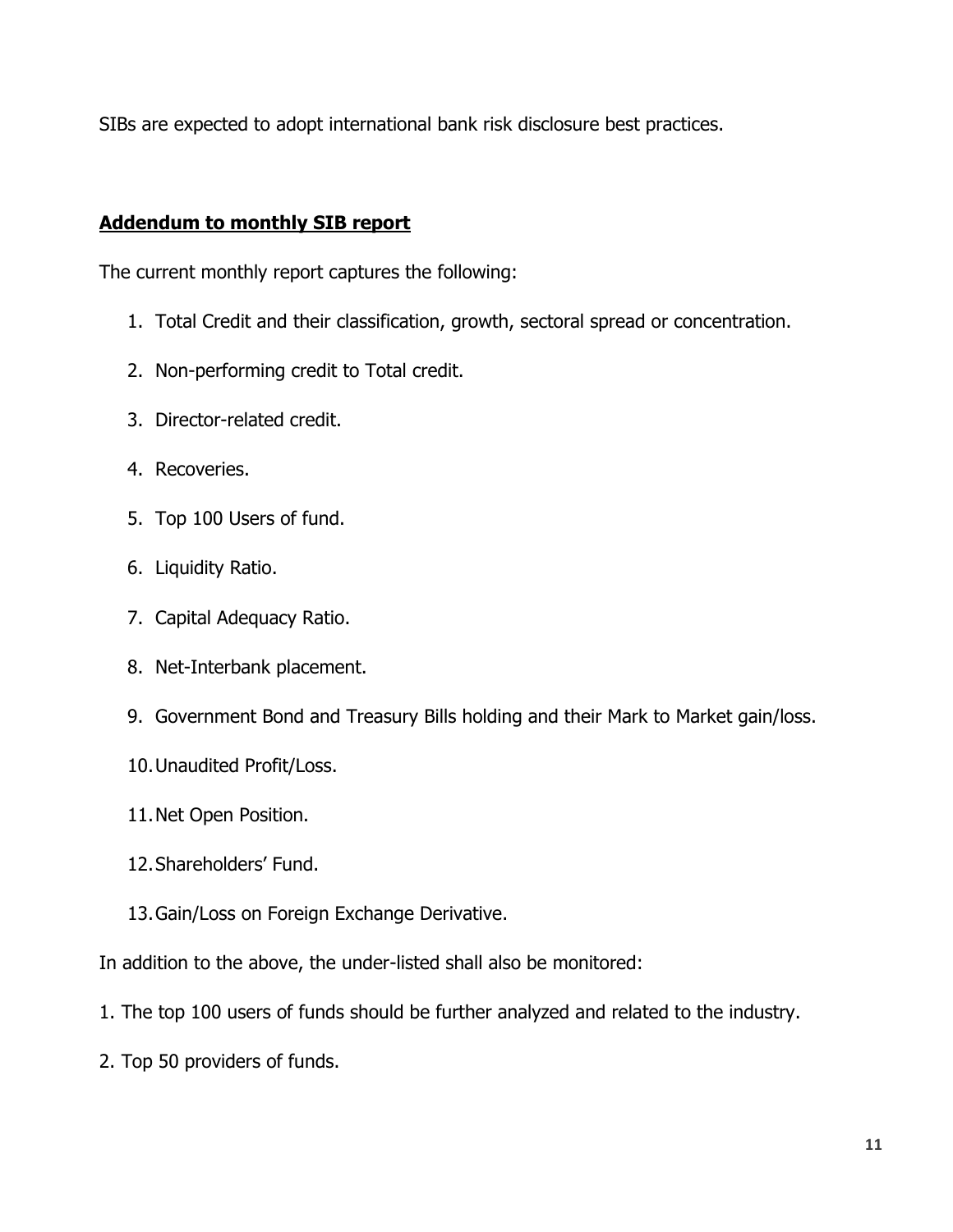SIBs are expected to adopt international bank risk disclosure best practices.

**<u>Addendum to monthly SIB report</u>**

The current monthly report captures the following:

1. Total Credit and their classification, growth, sectoral spread or concentration.
2. Non-performing credit to Total credit.
3. Director-related credit.
4. Recoveries.
5. Top 100 Users of fund.
6. Liquidity Ratio.
7. Capital Adequacy Ratio.
8. Net-Interbank placement.
9. Government Bond and Treasury Bills holding and their Mark to Market gain/loss.
10. Unaudited Profit/Loss.
11. Net Open Position.
12. Shareholders' Fund.
13. Gain/Loss on Foreign Exchange Derivative.

In addition to the above, the under-listed shall also be monitored:

1. The top 100 users of funds should be further analyzed and related to the industry.

2. Top 50 providers of funds.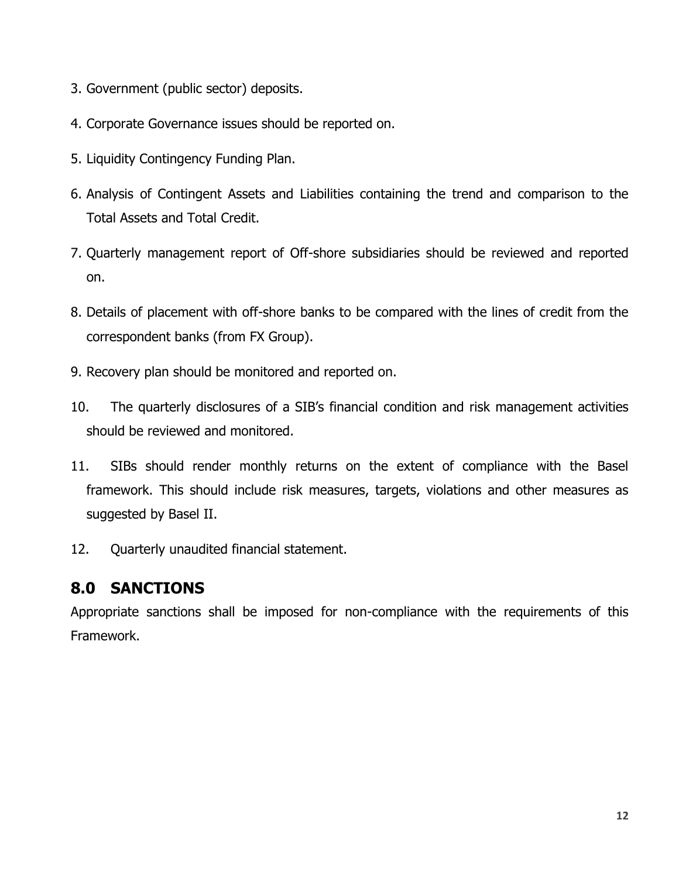3. Government (public sector) deposits.
4. Corporate Governance issues should be reported on.
5. Liquidity Contingency Funding Plan.
6. Analysis of Contingent Assets and Liabilities containing the trend and comparison to the Total Assets and Total Credit.
7. Quarterly management report of Off-shore subsidiaries should be reviewed and reported on.
8. Details of placement with off-shore banks to be compared with the lines of credit from the correspondent banks (from FX Group).
9. Recovery plan should be monitored and reported on.
10. The quarterly disclosures of a SIB's financial condition and risk management activities should be reviewed and monitored.
11. SIBs should render monthly returns on the extent of compliance with the Basel framework. This should include risk measures, targets, violations and other measures as suggested by Basel II.
12. Quarterly unaudited financial statement.

## 8.0 SANCTIONS

Appropriate sanctions shall be imposed for non-compliance with the requirements of this Framework.